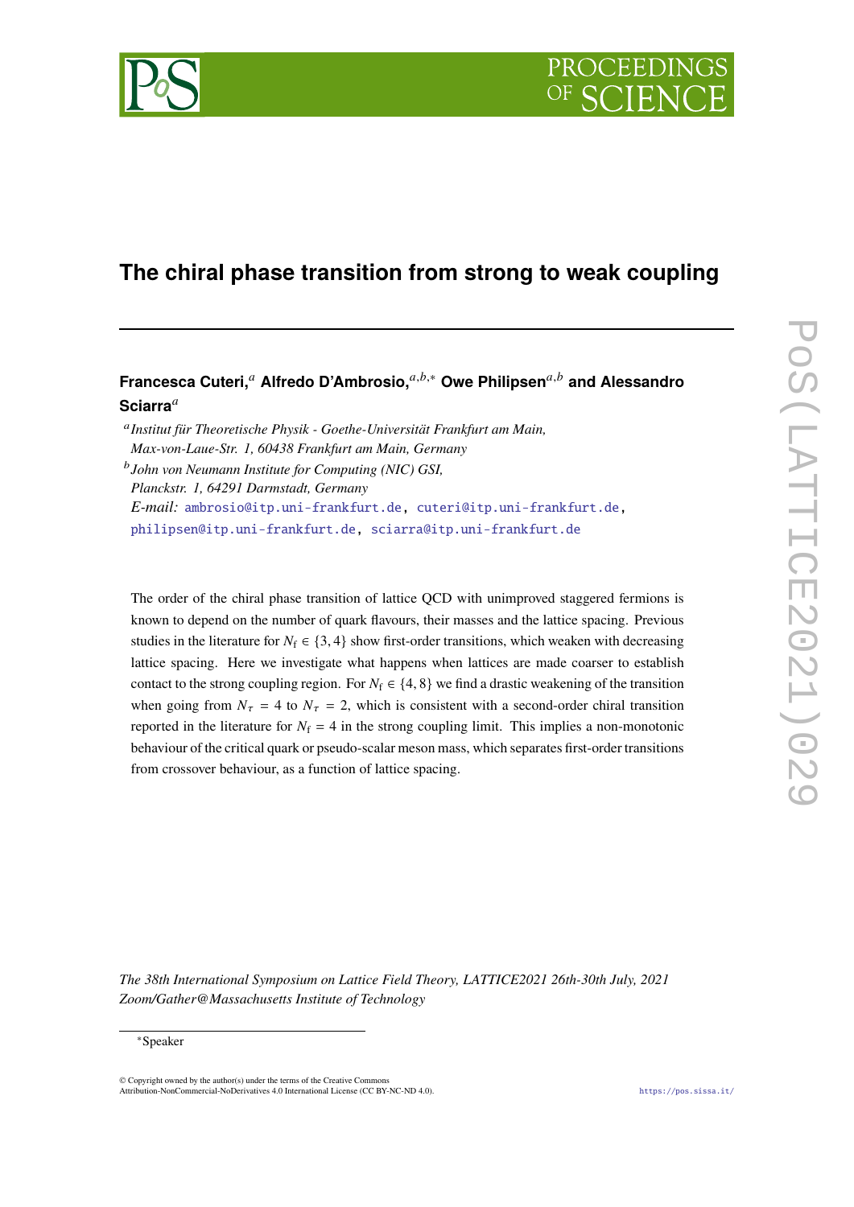# The chiral phase transition from strong to weak coupling

**Francesca Cuteri,[a] Alfredo D'Ambrosio,[a,b,*] Owe Philipsen[a,b] and Alessandro Sciarra[a]**

[a] *Institut für Theoretische Physik - Goethe-Universität Frankfurt am Main, Max-von-Laue-Str. 1, 60438 Frankfurt am Main, Germany*

[b] *John von Neumann Institute for Computing (NIC) GSI, Planckstr. 1, 64291 Darmstadt, Germany*

*E-mail:* ambrosio@itp.uni-frankfurt.de, cuteri@itp.uni-frankfurt.de, philipsen@itp.uni-frankfurt.de, sciarra@itp.uni-frankfurt.de

The order of the chiral phase transition of lattice QCD with unimproved staggered fermions is known to depend on the number of quark flavours, their masses and the lattice spacing. Previous studies in the literature for $N_\mathrm{f} \in \{3, 4\}$ show first-order transitions, which weaken with decreasing lattice spacing. Here we investigate what happens when lattices are made coarser to establish contact to the strong coupling region. For $N_\mathrm{f} \in \{4, 8\}$ we find a drastic weakening of the transition when going from $N_\tau = 4$ to $N_\tau = 2$, which is consistent with a second-order chiral transition reported in the literature for $N_\mathrm{f} = 4$ in the strong coupling limit. This implies a non-monotonic behaviour of the critical quark or pseudo-scalar meson mass, which separates first-order transitions from crossover behaviour, as a function of lattice spacing.

*The 38th International Symposium on Lattice Field Theory, LATTICE2021 26th-30th July, 2021 Zoom/Gather@Massachusetts Institute of Technology*

*Speaker

© Copyright owned by the author(s) under the terms of the Creative Commons Attribution-NonCommercial-NoDerivatives 4.0 International License (CC BY-NC-ND 4.0).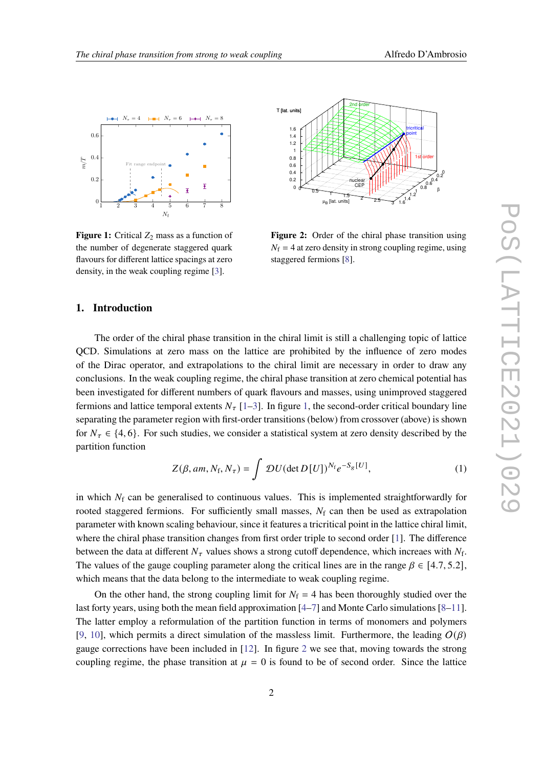**Figure 1:** Critical $Z_2$ mass as a function of the number of degenerate staggered quark flavours for different lattice spacings at zero density, in the weak coupling regime [3].

**Figure 2:** Order of the chiral phase transition using $N_f = 4$ at zero density in strong coupling regime, using staggered fermions [8].

## 1. Introduction

The order of the chiral phase transition in the chiral limit is still a challenging topic of lattice QCD. Simulations at zero mass on the lattice are prohibited by the influence of zero modes of the Dirac operator, and extrapolations to the chiral limit are necessary in order to draw any conclusions. In the weak coupling regime, the chiral phase transition at zero chemical potential has been investigated for different numbers of quark flavours and masses, using unimproved staggered fermions and lattice temporal extents $N_\tau$ [1–3]. In figure 1, the second-order critical boundary line separating the parameter region with first-order transitions (below) from crossover (above) is shown for $N_\tau \in \{4, 6\}$. For such studies, we consider a statistical system at zero density described by the partition function

$$Z(\beta, am, N_f, N_\tau) = \int \mathcal{D}U (\det D[U])^{N_f} e^{-S_g[U]}, \tag{1}$$

in which $N_f$ can be generalised to continuous values. This is implemented straightforwardly for rooted staggered fermions. For sufficiently small masses, $N_f$ can then be used as extrapolation parameter with known scaling behaviour, since it features a tricritical point in the lattice chiral limit, where the chiral phase transition changes from first order triple to second order [1]. The difference between the data at different $N_\tau$ values shows a strong cutoff dependence, which increaes with $N_f$. The values of the gauge coupling parameter along the critical lines are in the range $\beta \in [4.7, 5.2]$, which means that the data belong to the intermediate to weak coupling regime.

On the other hand, the strong coupling limit for $N_f = 4$ has been thoroughly studied over the last forty years, using both the mean field approximation [4–7] and Monte Carlo simulations [8–11]. The latter employ a reformulation of the partition function in terms of monomers and polymers [9, 10], which permits a direct simulation of the massless limit. Furthermore, the leading $O(\beta)$ gauge corrections have been included in [12]. In figure 2 we see that, moving towards the strong coupling regime, the phase transition at $\mu = 0$ is found to be of second order. Since the lattice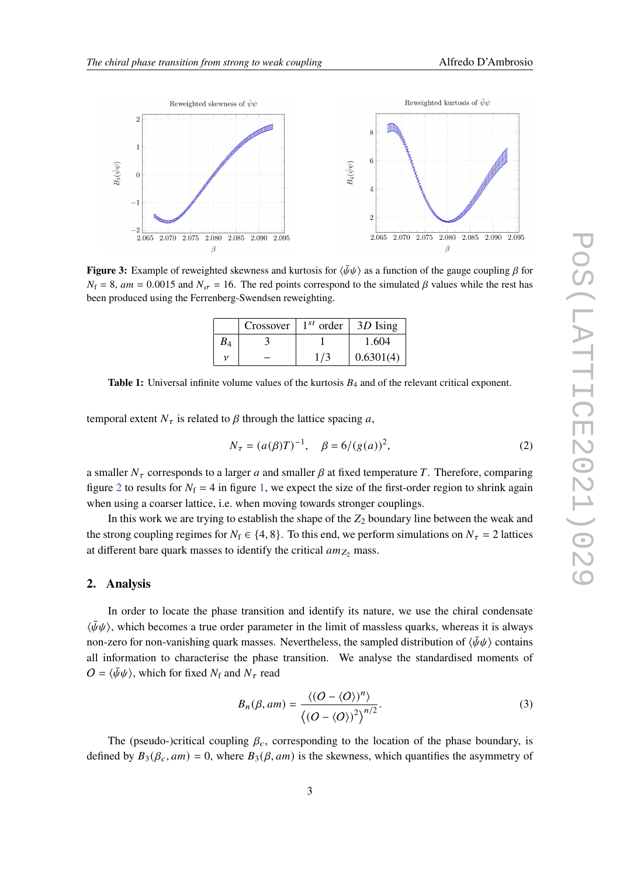**Figure 3:** Example of reweighted skewness and kurtosis for $\langle\bar{\psi}\psi\rangle$ as a function of the gauge coupling $\beta$ for $N_\mathrm{f} = 8$, $am = 0.0015$ and $N_\sigma = 16$. The red points correspond to the simulated $\beta$ values while the rest has been produced using the Ferrenberg-Swendsen reweighting.

|  | Crossover | $1^{st}$ order | $3D$ Ising |
| --- | --- | --- | --- |
| $B_4$ | 3 | 1 | 1.604 |
| $\nu$ | – | 1/3 | 0.6301(4) |

**Table 1:** Universal infinite volume values of the kurtosis $B_4$ and of the relevant critical exponent.

temporal extent $N_\tau$ is related to $\beta$ through the lattice spacing $a$,

$$N_\tau = (a(\beta)T)^{-1}, \quad \beta = 6/(g(a))^2, \tag{2}$$

a smaller $N_\tau$ corresponds to a larger $a$ and smaller $\beta$ at fixed temperature $T$. Therefore, comparing figure 2 to results for $N_\mathrm{f} = 4$ in figure 1, we expect the size of the first-order region to shrink again when using a coarser lattice, i.e. when moving towards stronger couplings.

In this work we are trying to establish the shape of the $Z_2$ boundary line between the weak and the strong coupling regimes for $N_\mathrm{f} \in \{4, 8\}$. To this end, we perform simulations on $N_\tau = 2$ lattices at different bare quark masses to identify the critical $am_{Z_2}$ mass.

## 2. Analysis

In order to locate the phase transition and identify its nature, we use the chiral condensate $\langle\bar{\psi}\psi\rangle$, which becomes a true order parameter in the limit of massless quarks, whereas it is always non-zero for non-vanishing quark masses. Nevertheless, the sampled distribution of $\langle\bar{\psi}\psi\rangle$ contains all information to characterise the phase transition. We analyse the standardised moments of $O = \langle\bar{\psi}\psi\rangle$, which for fixed $N_\mathrm{f}$ and $N_\tau$ read

$$B_n(\beta, am) = \frac{\langle(O - \langle O\rangle)^n\rangle}{\left\langle(O - \langle O\rangle)^2\right\rangle^{n/2}}. \tag{3}$$

The (pseudo-)critical coupling $\beta_c$, corresponding to the location of the phase boundary, is defined by $B_3(\beta_c, am) = 0$, where $B_3(\beta, am)$ is the skewness, which quantifies the asymmetry of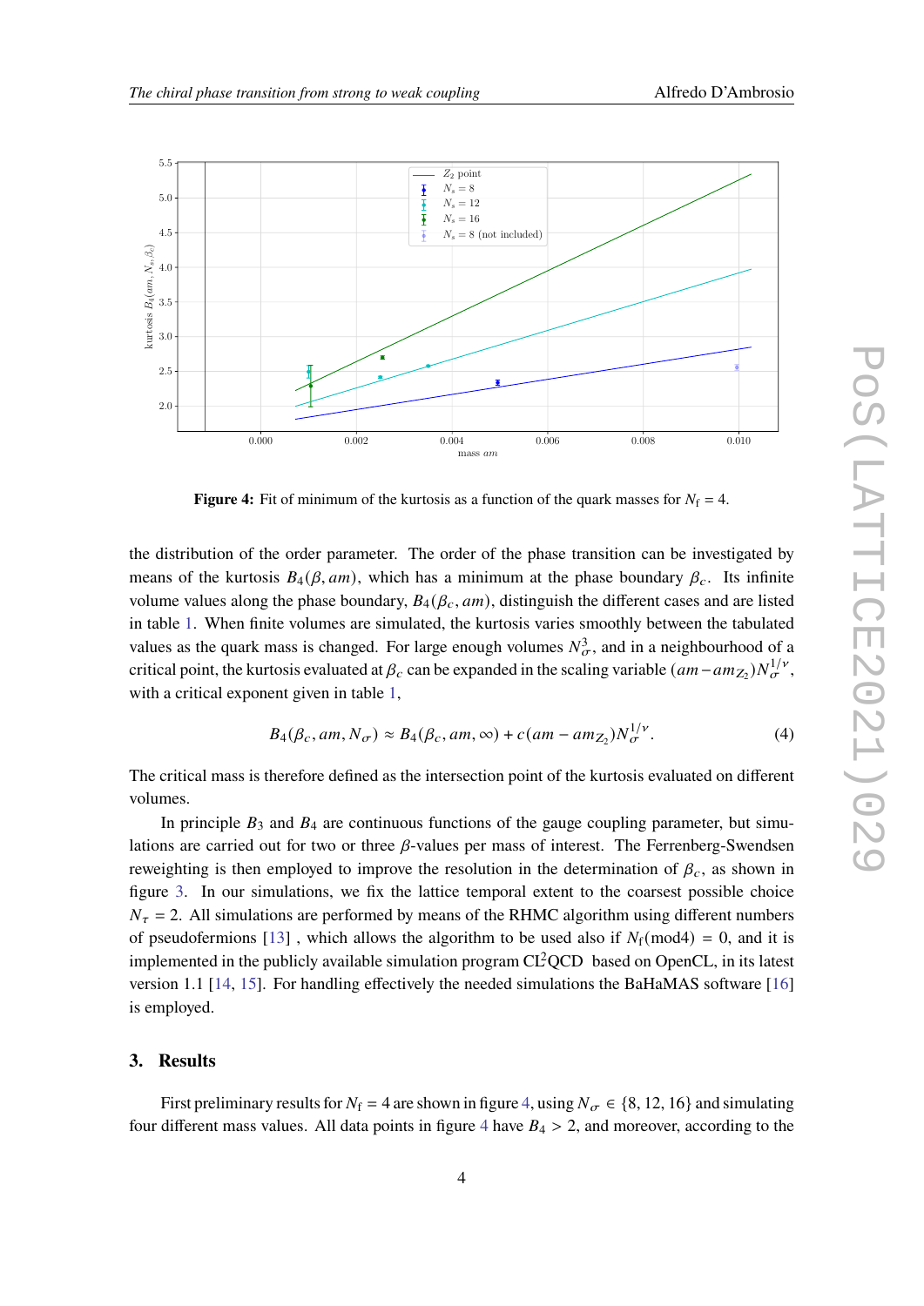**Figure 4:** Fit of minimum of the kurtosis as a function of the quark masses for $N_\mathrm{f} = 4$.

the distribution of the order parameter. The order of the phase transition can be investigated by means of the kurtosis $B_4(\beta, am)$, which has a minimum at the phase boundary $\beta_c$. Its infinite volume values along the phase boundary, $B_4(\beta_c, am)$, distinguish the different cases and are listed in table 1. When finite volumes are simulated, the kurtosis varies smoothly between the tabulated values as the quark mass is changed. For large enough volumes $N_\sigma^3$, and in a neighbourhood of a critical point, the kurtosis evaluated at $\beta_c$ can be expanded in the scaling variable $(am - am_{Z_2})N_\sigma^{1/\nu}$, with a critical exponent given in table 1,

$$B_4(\beta_c, am, N_\sigma) \approx B_4(\beta_c, am, \infty) + c(am - am_{Z_2})N_\sigma^{1/\nu}. \tag{4}$$

The critical mass is therefore defined as the intersection point of the kurtosis evaluated on different volumes.

In principle $B_3$ and $B_4$ are continuous functions of the gauge coupling parameter, but simulations are carried out for two or three $\beta$-values per mass of interest. The Ferrenberg-Swendsen reweighting is then employed to improve the resolution in the determination of $\beta_c$, as shown in figure 3. In our simulations, we fix the lattice temporal extent to the coarsest possible choice $N_\tau = 2$. All simulations are performed by means of the RHMC algorithm using different numbers of pseudofermions [13] , which allows the algorithm to be used also if $N_\mathrm{f}(\mathrm{mod}4) = 0$, and it is implemented in the publicly available simulation program CL²QCD based on OpenCL, in its latest version 1.1 [14, 15]. For handling effectively the needed simulations the BaHaMAS software [16] is employed.

## 3. Results

First preliminary results for $N_\mathrm{f} = 4$ are shown in figure 4, using $N_\sigma \in \{8, 12, 16\}$ and simulating four different mass values. All data points in figure 4 have $B_4 > 2$, and moreover, according to the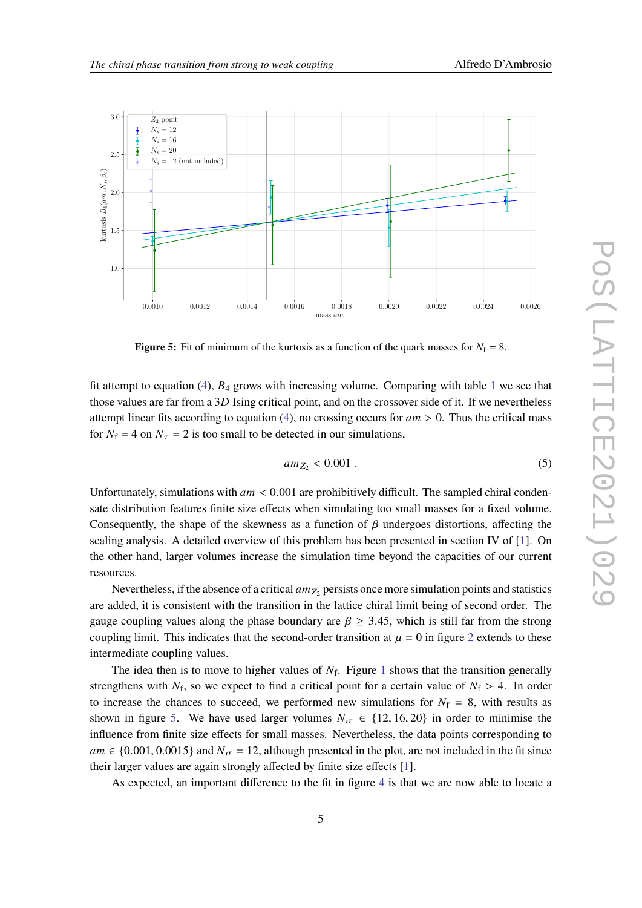**Figure 5:** Fit of minimum of the kurtosis as a function of the quark masses for $N_\mathrm{f} = 8$.

fit attempt to equation (4), $B_4$ grows with increasing volume. Comparing with table 1 we see that those values are far from a 3$D$ Ising critical point, and on the crossover side of it. If we nevertheless attempt linear fits according to equation (4), no crossing occurs for $am > 0$. Thus the critical mass for $N_\mathrm{f} = 4$ on $N_\tau = 2$ is too small to be detected in our simulations,

$$am_{Z_2} < 0.001 \;. \tag{5}$$

Unfortunately, simulations with $am < 0.001$ are prohibitively difficult. The sampled chiral condensate distribution features finite size effects when simulating too small masses for a fixed volume. Consequently, the shape of the skewness as a function of $\beta$ undergoes distortions, affecting the scaling analysis. A detailed overview of this problem has been presented in section IV of [1]. On the other hand, larger volumes increase the simulation time beyond the capacities of our current resources.

Nevertheless, if the absence of a critical $am_{Z_2}$ persists once more simulation points and statistics are added, it is consistent with the transition in the lattice chiral limit being of second order. The gauge coupling values along the phase boundary are $\beta \geq 3.45$, which is still far from the strong coupling limit. This indicates that the second-order transition at $\mu = 0$ in figure 2 extends to these intermediate coupling values.

The idea then is to move to higher values of $N_\mathrm{f}$. Figure 1 shows that the transition generally strengthens with $N_\mathrm{f}$, so we expect to find a critical point for a certain value of $N_\mathrm{f} > 4$. In order to increase the chances to succeed, we performed new simulations for $N_\mathrm{f} = 8$, with results as shown in figure 5. We have used larger volumes $N_\sigma \in \{12, 16, 20\}$ in order to minimise the influence from finite size effects for small masses. Nevertheless, the data points corresponding to $am \in \{0.001, 0.0015\}$ and $N_\sigma = 12$, although presented in the plot, are not included in the fit since their larger values are again strongly affected by finite size effects [1].

As expected, an important difference to the fit in figure 4 is that we are now able to locate a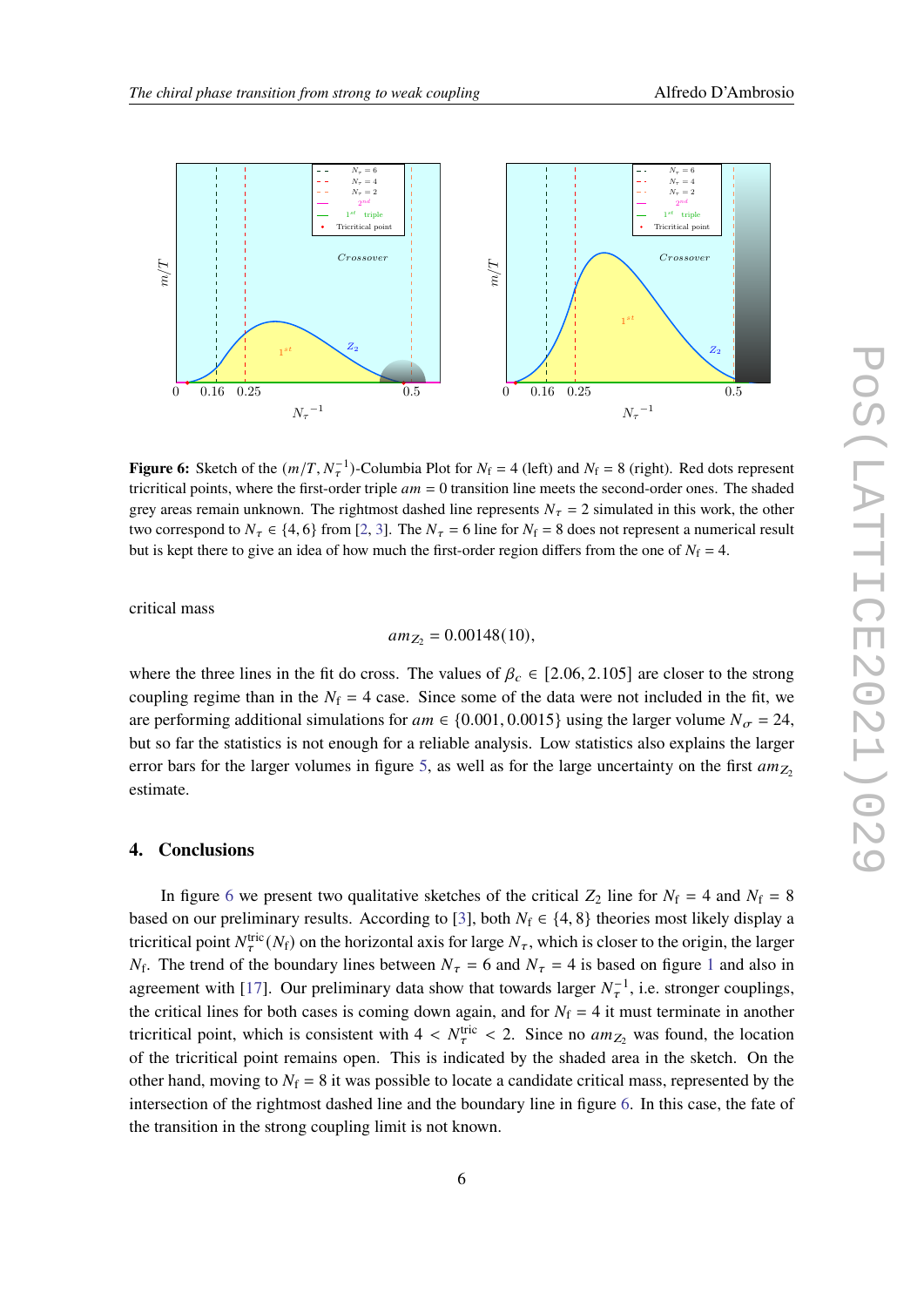**Figure 6:** Sketch of the $(m/T, N_\tau^{-1})$-Columbia Plot for $N_\mathrm{f} = 4$ (left) and $N_\mathrm{f} = 8$ (right). Red dots represent tricritical points, where the first-order triple $am = 0$ transition line meets the second-order ones. The shaded grey areas remain unknown. The rightmost dashed line represents $N_\tau = 2$ simulated in this work, the other two correspond to $N_\tau \in \{4, 6\}$ from [2, 3]. The $N_\tau = 6$ line for $N_\mathrm{f} = 8$ does not represent a numerical result but is kept there to give an idea of how much the first-order region differs from the one of $N_\mathrm{f} = 4$.

critical mass

$$am_{Z_2} = 0.00148(10),$$

where the three lines in the fit do cross. The values of $\beta_c \in [2.06, 2.105]$ are closer to the strong coupling regime than in the $N_\mathrm{f} = 4$ case. Since some of the data were not included in the fit, we are performing additional simulations for $am \in \{0.001, 0.0015\}$ using the larger volume $N_\sigma = 24$, but so far the statistics is not enough for a reliable analysis. Low statistics also explains the larger error bars for the larger volumes in figure 5, as well as for the large uncertainty on the first $am_{Z_2}$ estimate.

## 4. Conclusions

In figure 6 we present two qualitative sketches of the critical $Z_2$ line for $N_\mathrm{f} = 4$ and $N_\mathrm{f} = 8$ based on our preliminary results. According to [3], both $N_\mathrm{f} \in \{4, 8\}$ theories most likely display a tricritical point $N_\tau^{\mathrm{tric}}(N_\mathrm{f})$ on the horizontal axis for large $N_\tau$, which is closer to the origin, the larger $N_\mathrm{f}$. The trend of the boundary lines between $N_\tau = 6$ and $N_\tau = 4$ is based on figure 1 and also in agreement with [17]. Our preliminary data show that towards larger $N_\tau^{-1}$, i.e. stronger couplings, the critical lines for both cases is coming down again, and for $N_\mathrm{f} = 4$ it must terminate in another tricritical point, which is consistent with $4 < N_\tau^{\mathrm{tric}} < 2$. Since no $am_{Z_2}$ was found, the location of the tricritical point remains open. This is indicated by the shaded area in the sketch. On the other hand, moving to $N_\mathrm{f} = 8$ it was possible to locate a candidate critical mass, represented by the intersection of the rightmost dashed line and the boundary line in figure 6. In this case, the fate of the transition in the strong coupling limit is not known.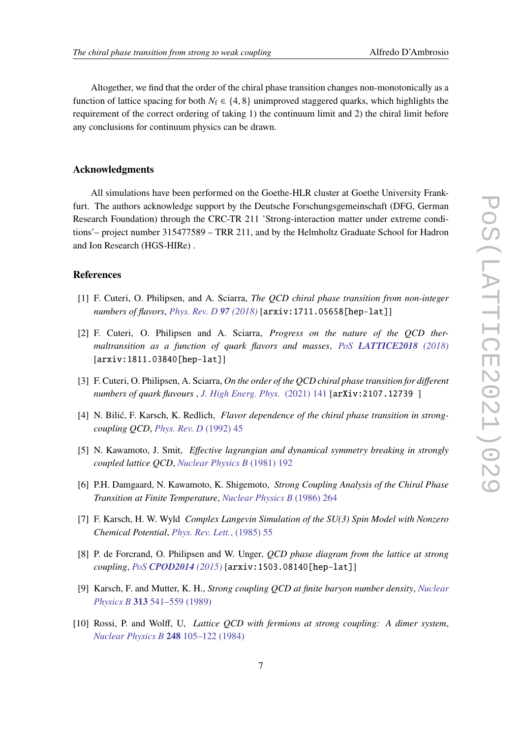Altogether, we find that the order of the chiral phase transition changes non-monotonically as a function of lattice spacing for both $N_\mathrm{f} \in \{4, 8\}$ unimproved staggered quarks, which highlights the requirement of the correct ordering of taking 1) the continuum limit and 2) the chiral limit before any conclusions for continuum physics can be drawn.

### Acknowledgments

All simulations have been performed on the Goethe-HLR cluster at Goethe University Frankfurt. The authors acknowledge support by the Deutsche Forschungsgemeinschaft (DFG, German Research Foundation) through the CRC-TR 211 'Strong-interaction matter under extreme conditions'– project number 315477589 – TRR 211, and by the Helmholtz Graduate School for Hadron and Ion Research (HGS-HIRe) .

### References

[1] F. Cuteri, O. Philipsen, and A. Sciarra, *The QCD chiral phase transition from non-integer numbers of flavors*, *Phys. Rev. D* **97** *(2018)* [arxiv:1711.05658[hep-lat]]

[2] F. Cuteri, O. Philipsen and A. Sciarra, *Progress on the nature of the QCD thermaltransition as a function of quark flavors and masses*, *PoS* ***LATTICE2018*** *(2018)* [arxiv:1811.03840[hep-lat]]

[3] F. Cuteri, O. Philipsen, A. Sciarra, *On the order of the QCD chiral phase transition for different numbers of quark flavours* , *J. High Energ. Phys.* (2021) 141 [arXiv:2107.12739 ]

[4] N. Bilić, F. Karsch, K. Redlich, *Flavor dependence of the chiral phase transition in strong-coupling QCD*, *Phys. Rev. D* (1992) 45

[5] N. Kawamoto, J. Smit, *Effective lagrangian and dynamical symmetry breaking in strongly coupled lattice QCD*, *Nuclear Physics B* (1981) 192

[6] P.H. Damgaard, N. Kawamoto, K. Shigemoto, *Strong Coupling Analysis of the Chiral Phase Transition at Finite Temperature*, *Nuclear Physics B* (1986) 264

[7] F. Karsch, H. W. Wyld *Complex Langevin Simulation of the SU(3) Spin Model with Nonzero Chemical Potential*, *Phys. Rev. Lett.*, (1985) 55

[8] P. de Forcrand, O. Philipsen and W. Unger, *QCD phase diagram from the lattice at strong coupling*, *PoS* ***CPOD2014*** *(2015)* [arxiv:1503.08140[hep-lat]]

[9] Karsch, F. and Mutter, K. H., *Strong coupling QCD at finite baryon number density*, *Nuclear Physics B* **313** 541–559 (1989)

[10] Rossi, P. and Wolff, U, *Lattice QCD with fermions at strong coupling: A dimer system*, *Nuclear Physics B* **248** 105–122 (1984)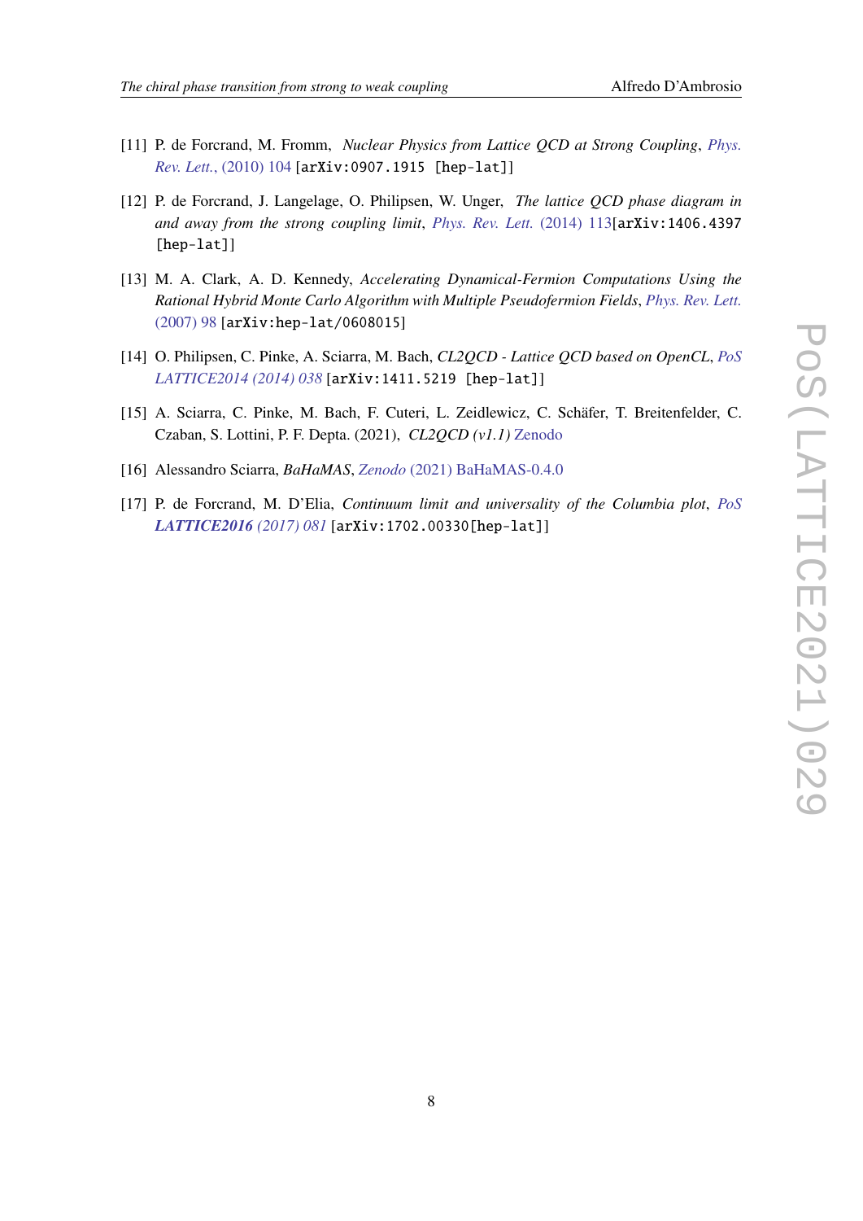[11] P. de Forcrand, M. Fromm, *Nuclear Physics from Lattice QCD at Strong Coupling*, *Phys. Rev. Lett.*, (2010) 104 [arXiv:0907.1915 [hep-lat]]

[12] P. de Forcrand, J. Langelage, O. Philipsen, W. Unger, *The lattice QCD phase diagram in and away from the strong coupling limit*, *Phys. Rev. Lett.* (2014) 113[arXiv:1406.4397 [hep-lat]]

[13] M. A. Clark, A. D. Kennedy, *Accelerating Dynamical-Fermion Computations Using the Rational Hybrid Monte Carlo Algorithm with Multiple Pseudofermion Fields*, *Phys. Rev. Lett.* (2007) 98 [arXiv:hep-lat/0608015]

[14] O. Philipsen, C. Pinke, A. Sciarra, M. Bach, *CL2QCD - Lattice QCD based on OpenCL*, *PoS LATTICE2014 (2014) 038* [arXiv:1411.5219 [hep-lat]]

[15] A. Sciarra, C. Pinke, M. Bach, F. Cuteri, L. Zeidlewicz, C. Schäfer, T. Breitenfelder, C. Czaban, S. Lottini, P. F. Depta. (2021), *CL2QCD (v1.1)* Zenodo

[16] Alessandro Sciarra, *BaHaMAS*, *Zenodo* (2021) BaHaMAS-0.4.0

[17] P. de Forcrand, M. D'Elia, *Continuum limit and universality of the Columbia plot*, *PoS **LATTICE2016** (2017) 081* [arXiv:1702.00330[hep-lat]]